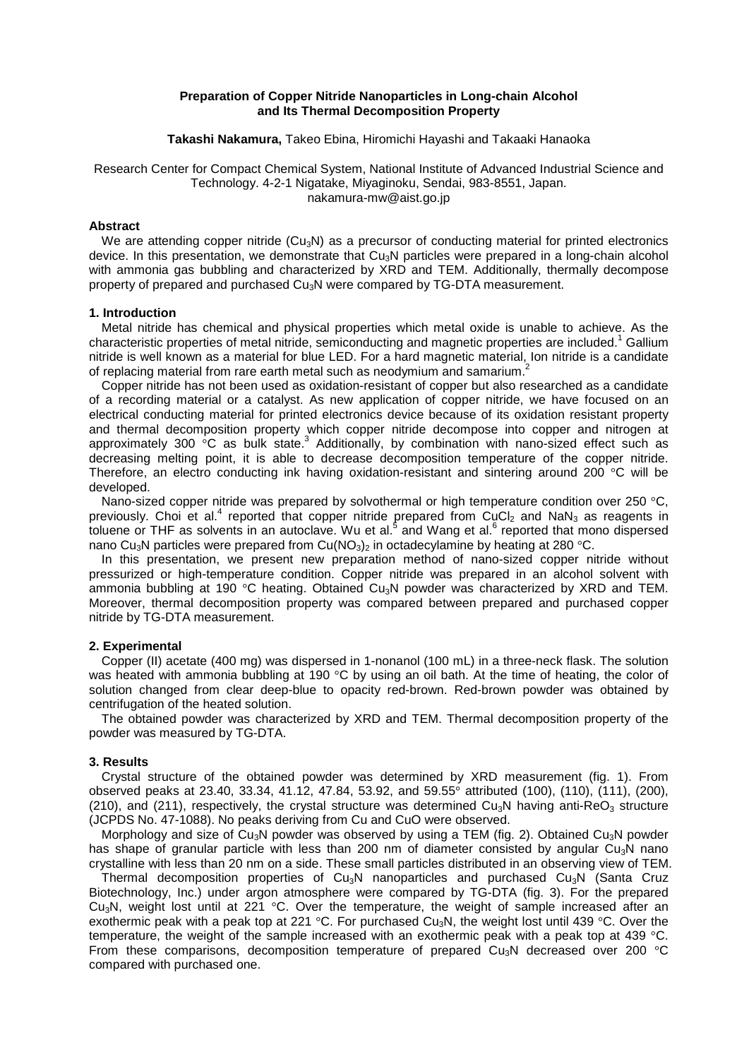# Preparation of Copper Nitride Nanoparticles in Long-chain Alcohol and Its Thermal Decomposition Property

**Takashi Nakamura,** Takeo Ebina, Hiromichi Hayashi and Takaaki Hanaoka

Research Center for Compact Chemical System, National Institute of Advanced Industrial Science and Technology. 4-2-1 Nigatake, Miyaginoku, Sendai, 983-8551, Japan.
nakamura-mw@aist.go.jp

## Abstract

We are attending copper nitride ($Cu_3N$) as a precursor of conducting material for printed electronics device. In this presentation, we demonstrate that $Cu_3N$ particles were prepared in a long-chain alcohol with ammonia gas bubbling and characterized by XRD and TEM. Additionally, thermally decompose property of prepared and purchased $Cu_3N$ were compared by TG-DTA measurement.

## 1. Introduction

Metal nitride has chemical and physical properties which metal oxide is unable to achieve. As the characteristic properties of metal nitride, semiconducting and magnetic properties are included.[1] Gallium nitride is well known as a material for blue LED. For a hard magnetic material, Ion nitride is a candidate of replacing material from rare earth metal such as neodymium and samarium.[2]

Copper nitride has not been used as oxidation-resistant of copper but also researched as a candidate of a recording material or a catalyst. As new application of copper nitride, we have focused on an electrical conducting material for printed electronics device because of its oxidation resistant property and thermal decomposition property which copper nitride decompose into copper and nitrogen at approximately 300 °C as bulk state.[3] Additionally, by combination with nano-sized effect such as decreasing melting point, it is able to decrease decomposition temperature of the copper nitride. Therefore, an electro conducting ink having oxidation-resistant and sintering around 200 °C will be developed.

Nano-sized copper nitride was prepared by solvothermal or high temperature condition over 250 °C, previously. Choi et al.[4] reported that copper nitride prepared from $CuCl_2$ and $NaN_3$ as reagents in toluene or THF as solvents in an autoclave. Wu et al.[5] and Wang et al.[6] reported that mono dispersed nano $Cu_3N$ particles were prepared from $Cu(NO_3)_2$ in octadecylamine by heating at 280 °C.

In this presentation, we present new preparation method of nano-sized copper nitride without pressurized or high-temperature condition. Copper nitride was prepared in an alcohol solvent with ammonia bubbling at 190 °C heating. Obtained $Cu_3N$ powder was characterized by XRD and TEM. Moreover, thermal decomposition property was compared between prepared and purchased copper nitride by TG-DTA measurement.

## 2. Experimental

Copper (II) acetate (400 mg) was dispersed in 1-nonanol (100 mL) in a three-neck flask. The solution was heated with ammonia bubbling at 190 °C by using an oil bath. At the time of heating, the color of solution changed from clear deep-blue to opacity red-brown. Red-brown powder was obtained by centrifugation of the heated solution.

The obtained powder was characterized by XRD and TEM. Thermal decomposition property of the powder was measured by TG-DTA.

## 3. Results

Crystal structure of the obtained powder was determined by XRD measurement (fig. 1). From observed peaks at 23.40, 33.34, 41.12, 47.84, 53.92, and 59.55° attributed (100), (110), (111), (200), (210), and (211), respectively, the crystal structure was determined $Cu_3N$ having anti-$ReO_3$ structure (JCPDS No. 47-1088). No peaks deriving from Cu and CuO were observed.

Morphology and size of $Cu_3N$ powder was observed by using a TEM (fig. 2). Obtained $Cu_3N$ powder has shape of granular particle with less than 200 nm of diameter consisted by angular $Cu_3N$ nano crystalline with less than 20 nm on a side. These small particles distributed in an observing view of TEM.

Thermal decomposition properties of $Cu_3N$ nanoparticles and purchased $Cu_3N$ (Santa Cruz Biotechnology, Inc.) under argon atmosphere were compared by TG-DTA (fig. 3). For the prepared $Cu_3N$, weight lost until at 221 °C. Over the temperature, the weight of sample increased after an exothermic peak with a peak top at 221 °C. For purchased $Cu_3N$, the weight lost until 439 °C. Over the temperature, the weight of the sample increased with an exothermic peak with a peak top at 439 °C. From these comparisons, decomposition temperature of prepared $Cu_3N$ decreased over 200 °C compared with purchased one.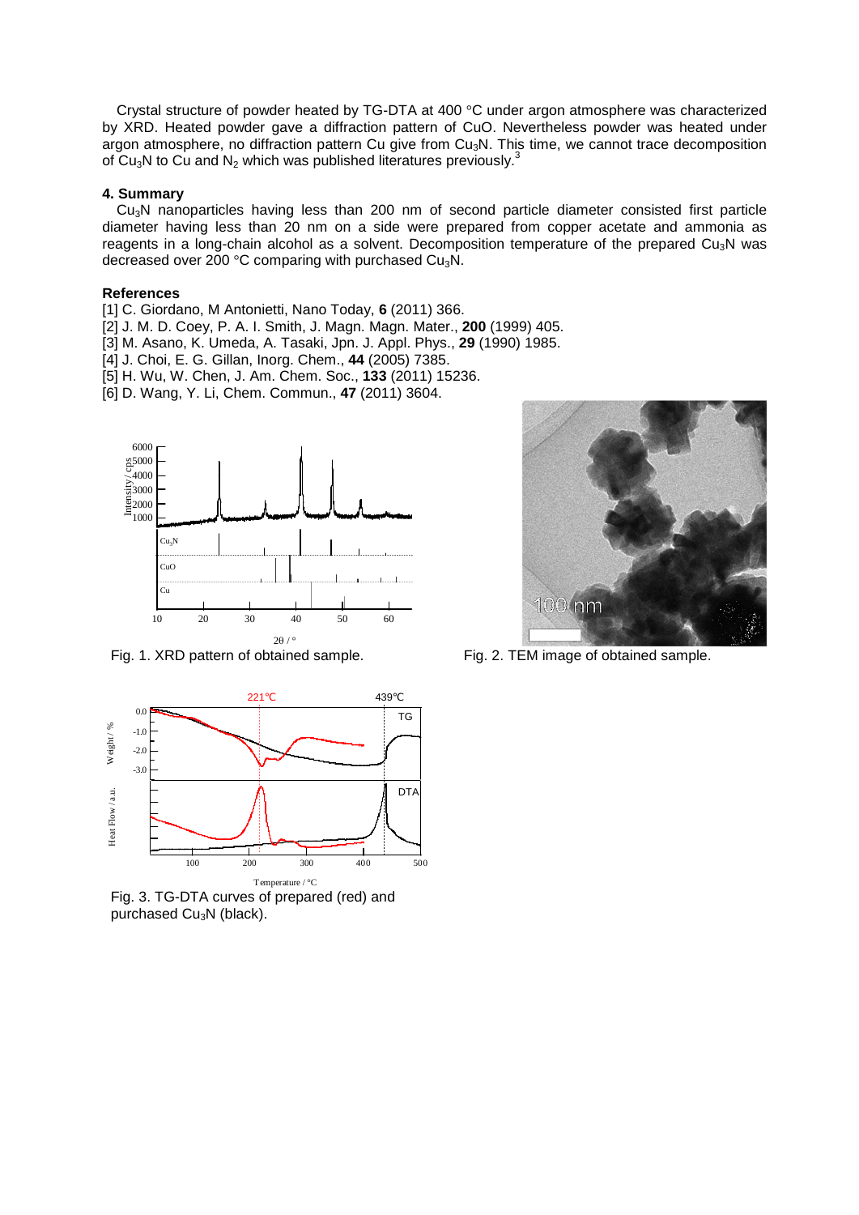Crystal structure of powder heated by TG-DTA at 400 °C under argon atmosphere was characterized by XRD. Heated powder gave a diffraction pattern of CuO. Nevertheless powder was heated under argon atmosphere, no diffraction pattern Cu give from $Cu_3N$. This time, we cannot trace decomposition of $Cu_3N$ to Cu and $N_2$ which was published literatures previously.[3]

### 4. Summary

$Cu_3N$ nanoparticles having less than 200 nm of second particle diameter consisted first particle diameter having less than 20 nm on a side were prepared from copper acetate and ammonia as reagents in a long-chain alcohol as a solvent. Decomposition temperature of the prepared $Cu_3N$ was decreased over 200 °C comparing with purchased $Cu_3N$.

### References

[1] C. Giordano, M Antonietti, Nano Today, **6** (2011) 366.
[2] J. M. D. Coey, P. A. I. Smith, J. Magn. Magn. Mater., **200** (1999) 405.
[3] M. Asano, K. Umeda, A. Tasaki, Jpn. J. Appl. Phys., **29** (1990) 1985.
[4] J. Choi, E. G. Gillan, Inorg. Chem., **44** (2005) 7385.
[5] H. Wu, W. Chen, J. Am. Chem. Soc., **133** (2011) 15236.
[6] D. Wang, Y. Li, Chem. Commun., **47** (2011) 3604.

6000
5000
4000
3000
2000
1000
Intensity / cps
$Cu_3N$
CuO
Cu
10 20 30 40 50 60
2θ / °

Fig. 1. XRD pattern of obtained sample.

100 nm

Fig. 2. TEM image of obtained sample.

221°C
439°C
TG
DTA
0.0
-1.0
-2.0
-3.0
Weight / %
Heat Flow / a.u.
100 200 300 400 500
Temperature / °C

Fig. 3. TG-DTA curves of prepared (red) and purchased $Cu_3N$ (black).